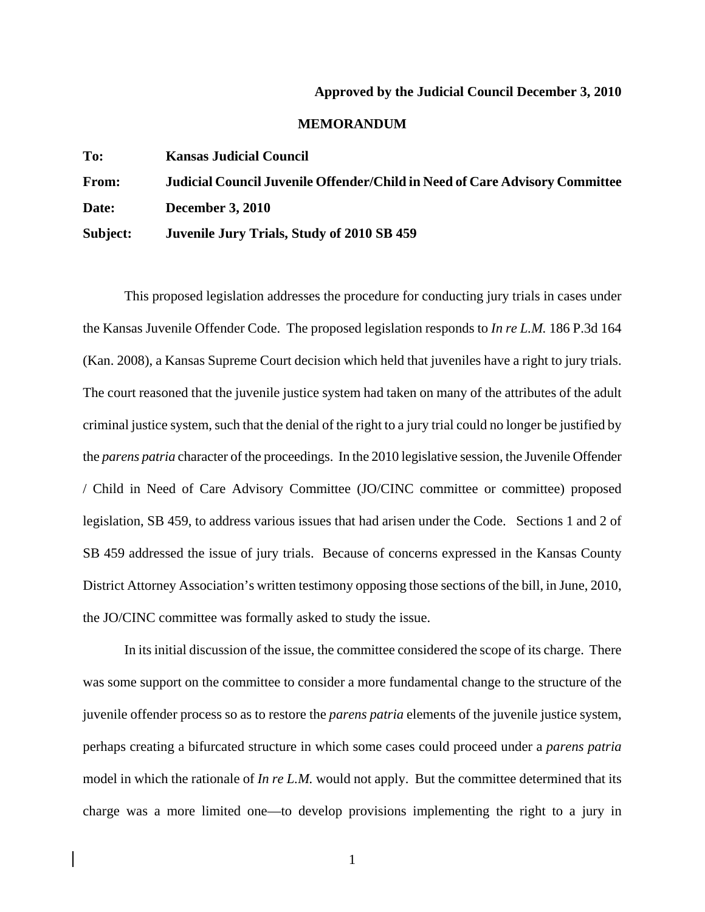**Approved by the Judicial Council December 3, 2010**

**MEMORANDUM**

**To:** **Kansas Judicial Council**

**From:** **Judicial Council Juvenile Offender/Child in Need of Care Advisory Committee**

**Date:** **December 3, 2010**

**Subject:** **Juvenile Jury Trials, Study of 2010 SB 459**

This proposed legislation addresses the procedure for conducting jury trials in cases under the Kansas Juvenile Offender Code. The proposed legislation responds to *In re L.M.* 186 P.3d 164 (Kan. 2008), a Kansas Supreme Court decision which held that juveniles have a right to jury trials. The court reasoned that the juvenile justice system had taken on many of the attributes of the adult criminal justice system, such that the denial of the right to a jury trial could no longer be justified by the *parens patria* character of the proceedings. In the 2010 legislative session, the Juvenile Offender / Child in Need of Care Advisory Committee (JO/CINC committee or committee) proposed legislation, SB 459, to address various issues that had arisen under the Code. Sections 1 and 2 of SB 459 addressed the issue of jury trials. Because of concerns expressed in the Kansas County District Attorney Association's written testimony opposing those sections of the bill, in June, 2010, the JO/CINC committee was formally asked to study the issue.

In its initial discussion of the issue, the committee considered the scope of its charge. There was some support on the committee to consider a more fundamental change to the structure of the juvenile offender process so as to restore the *parens patria* elements of the juvenile justice system, perhaps creating a bifurcated structure in which some cases could proceed under a *parens patria* model in which the rationale of *In re L.M.* would not apply. But the committee determined that its charge was a more limited one—to develop provisions implementing the right to a jury in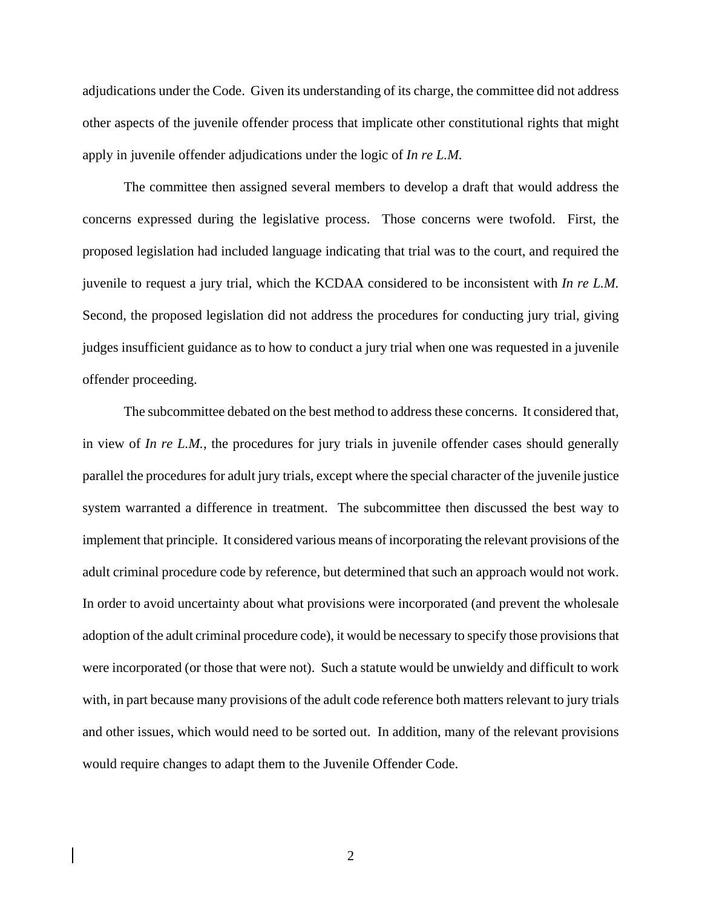adjudications under the Code. Given its understanding of its charge, the committee did not address other aspects of the juvenile offender process that implicate other constitutional rights that might apply in juvenile offender adjudications under the logic of *In re L.M.*

The committee then assigned several members to develop a draft that would address the concerns expressed during the legislative process. Those concerns were twofold. First, the proposed legislation had included language indicating that trial was to the court, and required the juvenile to request a jury trial, which the KCDAA considered to be inconsistent with *In re L.M.* Second, the proposed legislation did not address the procedures for conducting jury trial, giving judges insufficient guidance as to how to conduct a jury trial when one was requested in a juvenile offender proceeding.

The subcommittee debated on the best method to address these concerns. It considered that, in view of *In re L.M.*, the procedures for jury trials in juvenile offender cases should generally parallel the procedures for adult jury trials, except where the special character of the juvenile justice system warranted a difference in treatment. The subcommittee then discussed the best way to implement that principle. It considered various means of incorporating the relevant provisions of the adult criminal procedure code by reference, but determined that such an approach would not work. In order to avoid uncertainty about what provisions were incorporated (and prevent the wholesale adoption of the adult criminal procedure code), it would be necessary to specify those provisions that were incorporated (or those that were not). Such a statute would be unwieldy and difficult to work with, in part because many provisions of the adult code reference both matters relevant to jury trials and other issues, which would need to be sorted out. In addition, many of the relevant provisions would require changes to adapt them to the Juvenile Offender Code.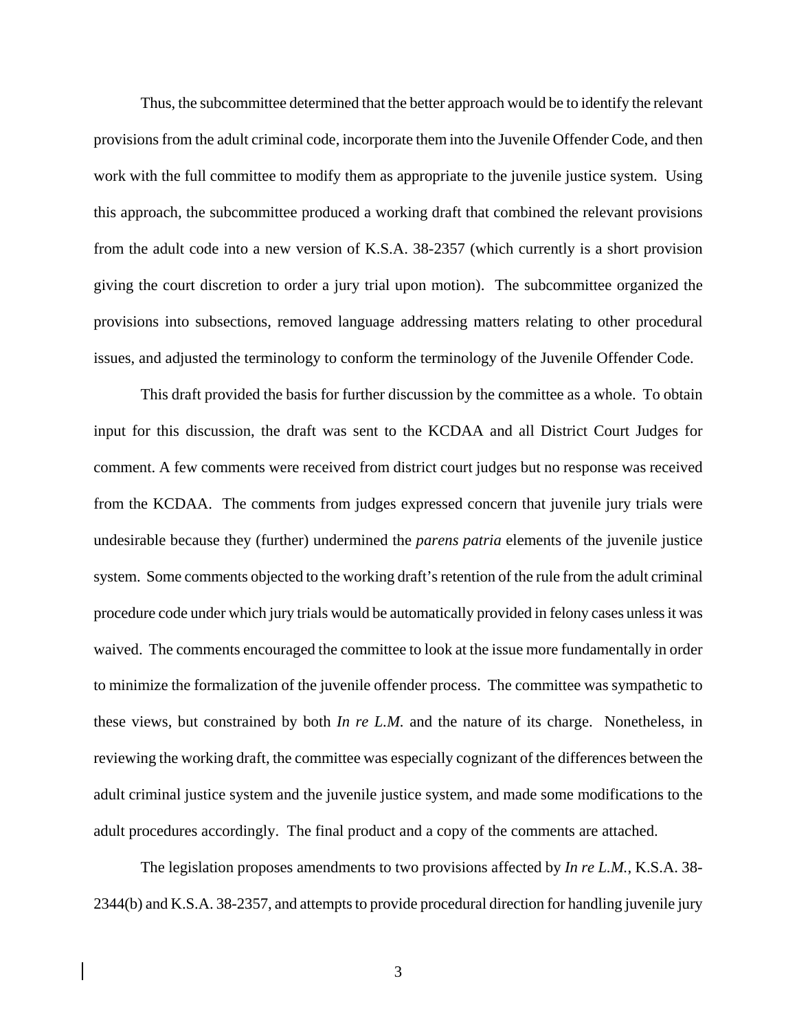Thus, the subcommittee determined that the better approach would be to identify the relevant provisions from the adult criminal code, incorporate them into the Juvenile Offender Code, and then work with the full committee to modify them as appropriate to the juvenile justice system. Using this approach, the subcommittee produced a working draft that combined the relevant provisions from the adult code into a new version of K.S.A. 38-2357 (which currently is a short provision giving the court discretion to order a jury trial upon motion). The subcommittee organized the provisions into subsections, removed language addressing matters relating to other procedural issues, and adjusted the terminology to conform the terminology of the Juvenile Offender Code.

This draft provided the basis for further discussion by the committee as a whole. To obtain input for this discussion, the draft was sent to the KCDAA and all District Court Judges for comment. A few comments were received from district court judges but no response was received from the KCDAA. The comments from judges expressed concern that juvenile jury trials were undesirable because they (further) undermined the *parens patria* elements of the juvenile justice system. Some comments objected to the working draft's retention of the rule from the adult criminal procedure code under which jury trials would be automatically provided in felony cases unless it was waived. The comments encouraged the committee to look at the issue more fundamentally in order to minimize the formalization of the juvenile offender process. The committee was sympathetic to these views, but constrained by both *In re L.M.* and the nature of its charge. Nonetheless, in reviewing the working draft, the committee was especially cognizant of the differences between the adult criminal justice system and the juvenile justice system, and made some modifications to the adult procedures accordingly. The final product and a copy of the comments are attached.

The legislation proposes amendments to two provisions affected by *In re L.M.*, K.S.A. 38-2344(b) and K.S.A. 38-2357, and attempts to provide procedural direction for handling juvenile jury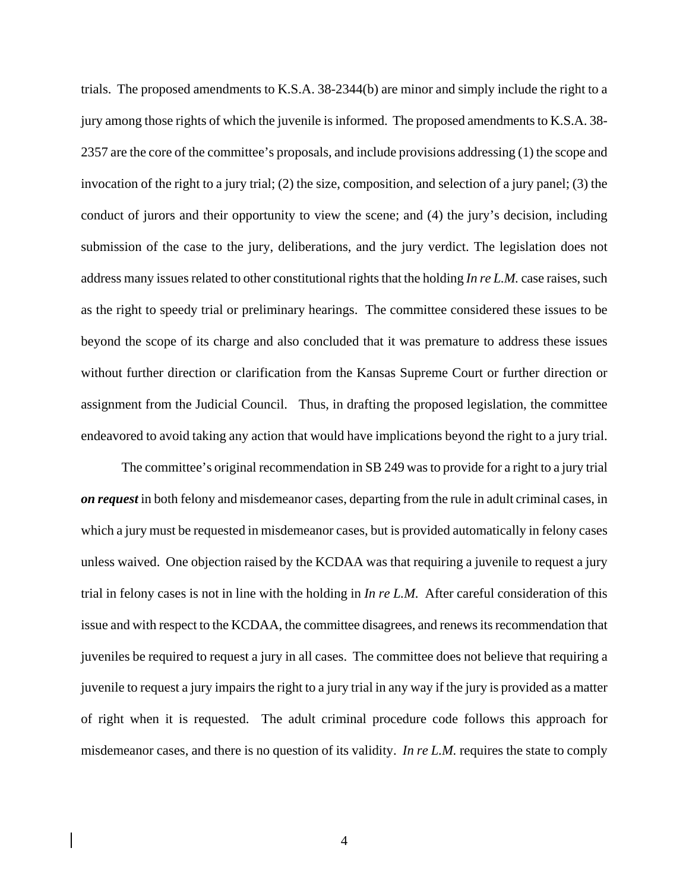trials. The proposed amendments to K.S.A. 38-2344(b) are minor and simply include the right to a jury among those rights of which the juvenile is informed. The proposed amendments to K.S.A. 38-2357 are the core of the committee's proposals, and include provisions addressing (1) the scope and invocation of the right to a jury trial; (2) the size, composition, and selection of a jury panel; (3) the conduct of jurors and their opportunity to view the scene; and (4) the jury's decision, including submission of the case to the jury, deliberations, and the jury verdict. The legislation does not address many issues related to other constitutional rights that the holding *In re L.M.* case raises, such as the right to speedy trial or preliminary hearings. The committee considered these issues to be beyond the scope of its charge and also concluded that it was premature to address these issues without further direction or clarification from the Kansas Supreme Court or further direction or assignment from the Judicial Council. Thus, in drafting the proposed legislation, the committee endeavored to avoid taking any action that would have implications beyond the right to a jury trial.

The committee's original recommendation in SB 249 was to provide for a right to a jury trial ***on request*** in both felony and misdemeanor cases, departing from the rule in adult criminal cases, in which a jury must be requested in misdemeanor cases, but is provided automatically in felony cases unless waived. One objection raised by the KCDAA was that requiring a juvenile to request a jury trial in felony cases is not in line with the holding in *In re L.M.* After careful consideration of this issue and with respect to the KCDAA, the committee disagrees, and renews its recommendation that juveniles be required to request a jury in all cases. The committee does not believe that requiring a juvenile to request a jury impairs the right to a jury trial in any way if the jury is provided as a matter of right when it is requested. The adult criminal procedure code follows this approach for misdemeanor cases, and there is no question of its validity. *In re L.M.* requires the state to comply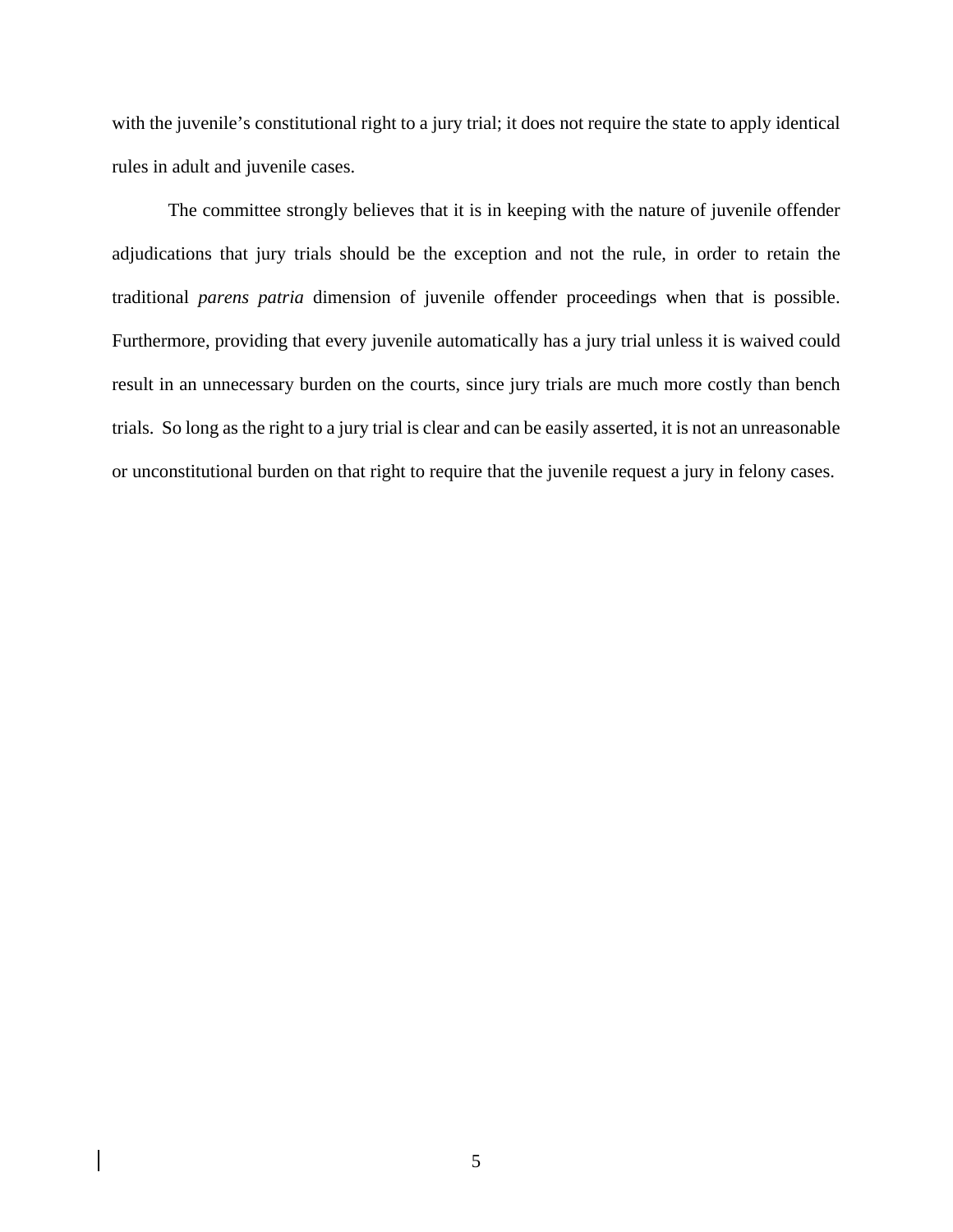with the juvenile's constitutional right to a jury trial; it does not require the state to apply identical rules in adult and juvenile cases.

The committee strongly believes that it is in keeping with the nature of juvenile offender adjudications that jury trials should be the exception and not the rule, in order to retain the traditional *parens patria* dimension of juvenile offender proceedings when that is possible. Furthermore, providing that every juvenile automatically has a jury trial unless it is waived could result in an unnecessary burden on the courts, since jury trials are much more costly than bench trials. So long as the right to a jury trial is clear and can be easily asserted, it is not an unreasonable or unconstitutional burden on that right to require that the juvenile request a jury in felony cases.